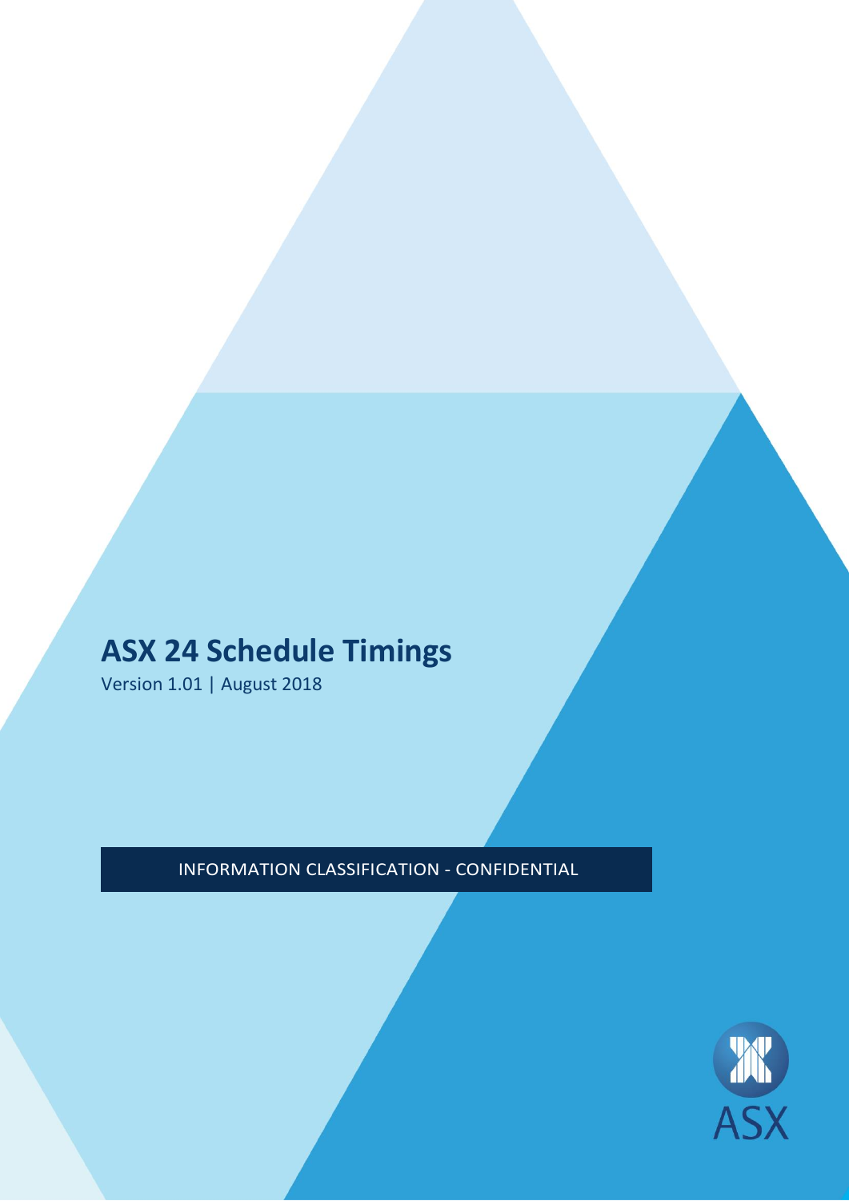# ASX 24 Schedule Timings

Version 1.01 | August 2018

INFORMATION CLASSIFICATION - CONFIDENTIAL

ASX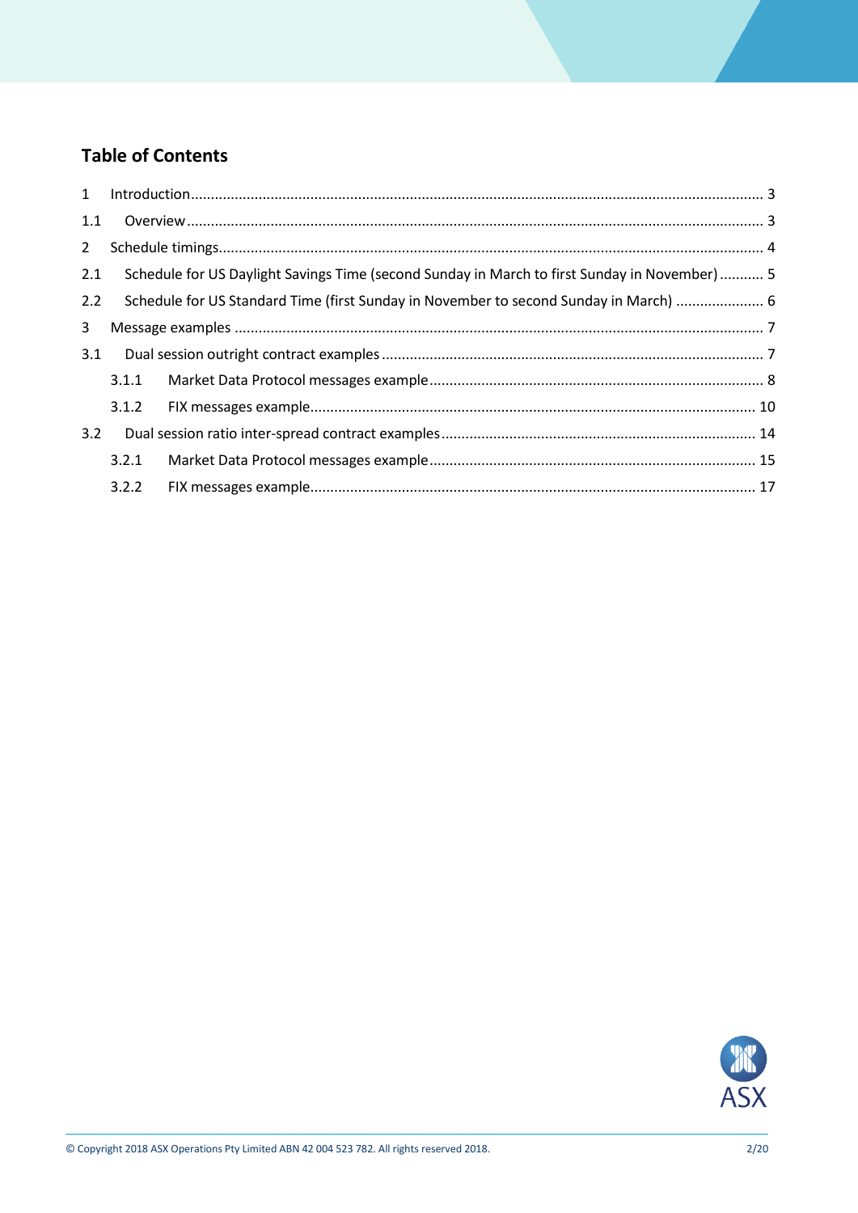## Table of Contents

1 Introduction .......... 3

1.1 Overview .......... 3

2 Schedule timings .......... 4

2.1 Schedule for US Daylight Savings Time (second Sunday in March to first Sunday in November) .......... 5

2.2 Schedule for US Standard Time (first Sunday in November to second Sunday in March) .......... 6

3 Message examples .......... 7

3.1 Dual session outright contract examples .......... 7

3.1.1 Market Data Protocol messages example .......... 8

3.1.2 FIX messages example .......... 10

3.2 Dual session ratio inter-spread contract examples .......... 14

3.2.1 Market Data Protocol messages example .......... 15

3.2.2 FIX messages example .......... 17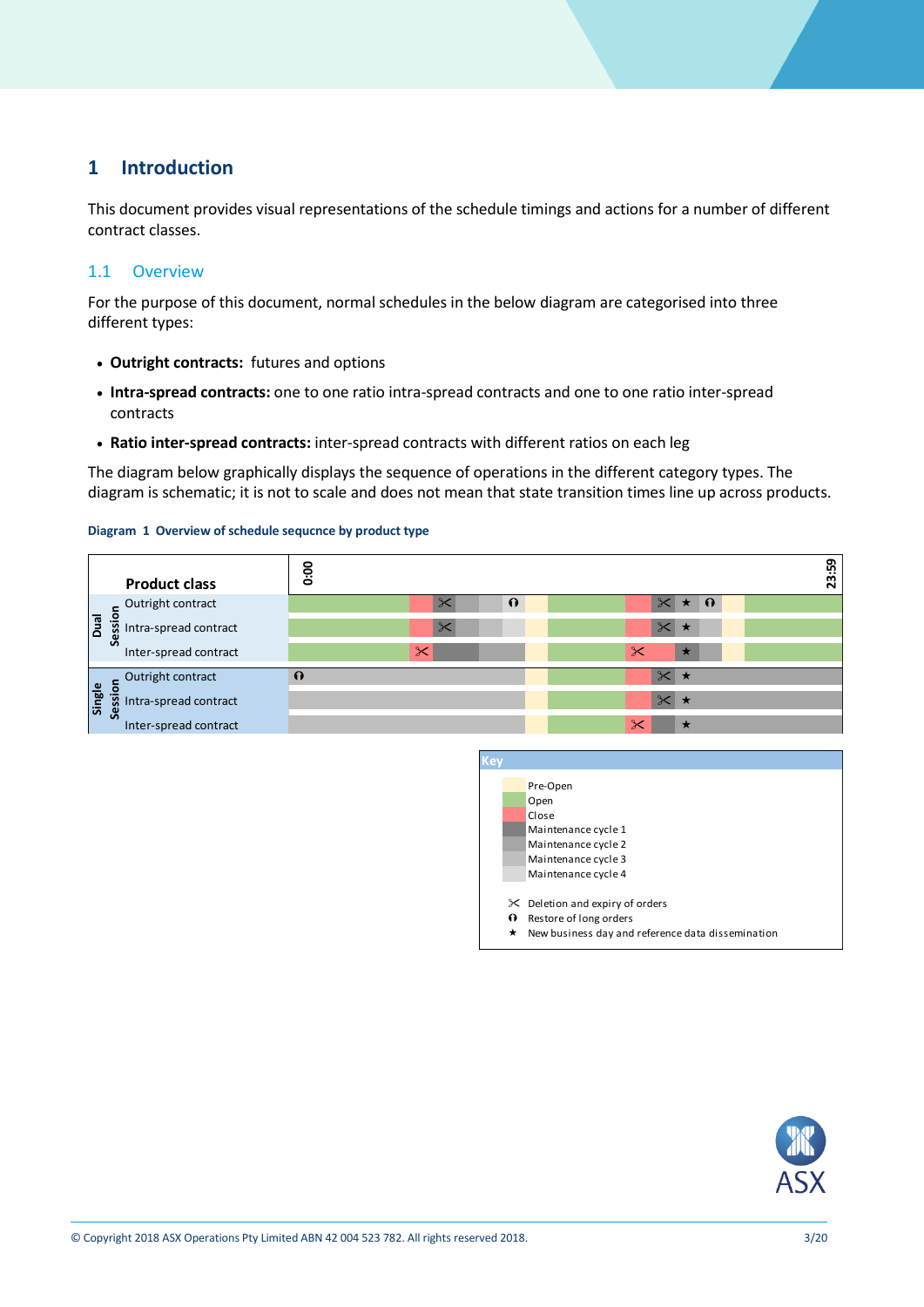# 1 Introduction

This document provides visual representations of the schedule timings and actions for a number of different contract classes.

## 1.1 Overview

For the purpose of this document, normal schedules in the below diagram are categorised into three different types:

- **Outright contracts:** futures and options
- **Intra-spread contracts:** one to one ratio intra-spread contracts and one to one ratio inter-spread contracts
- **Ratio inter-spread contracts:** inter-spread contracts with different ratios on each leg

The diagram below graphically displays the sequence of operations in the different category types. The diagram is schematic; it is not to scale and does not mean that state transition times line up across products.

**Diagram 1 Overview of schedule sequcnce by product type**

| | Product class | 0:00 … 23:59 |
|---|---|---|
| Dual Session | Outright contract | |
| | Intra-spread contract | |
| | Inter-spread contract | |
| Single Session | Outright contract | |
| | Intra-spread contract | |
| | Inter-spread contract | |

**Key**

- Pre-Open
- Open
- Close
- Maintenance cycle 1
- Maintenance cycle 2
- Maintenance cycle 3
- Maintenance cycle 4

- ✂ Deletion and expiry of orders
- ⓘ Restore of long orders
- ★ New business day and reference data dissemination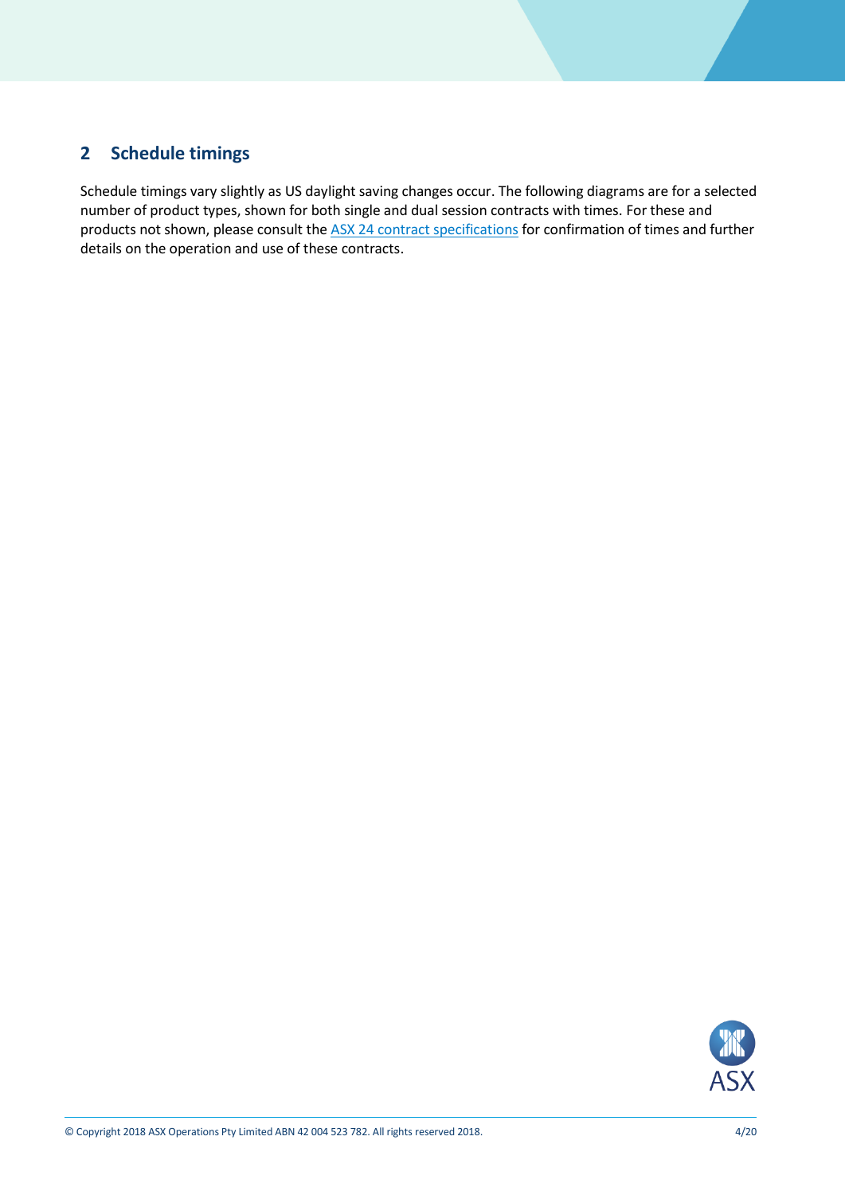## 2 Schedule timings

Schedule timings vary slightly as US daylight saving changes occur. The following diagrams are for a selected number of product types, shown for both single and dual session contracts with times. For these and products not shown, please consult the [ASX 24 contract specifications](ASX 24 contract specifications) for confirmation of times and further details on the operation and use of these contracts.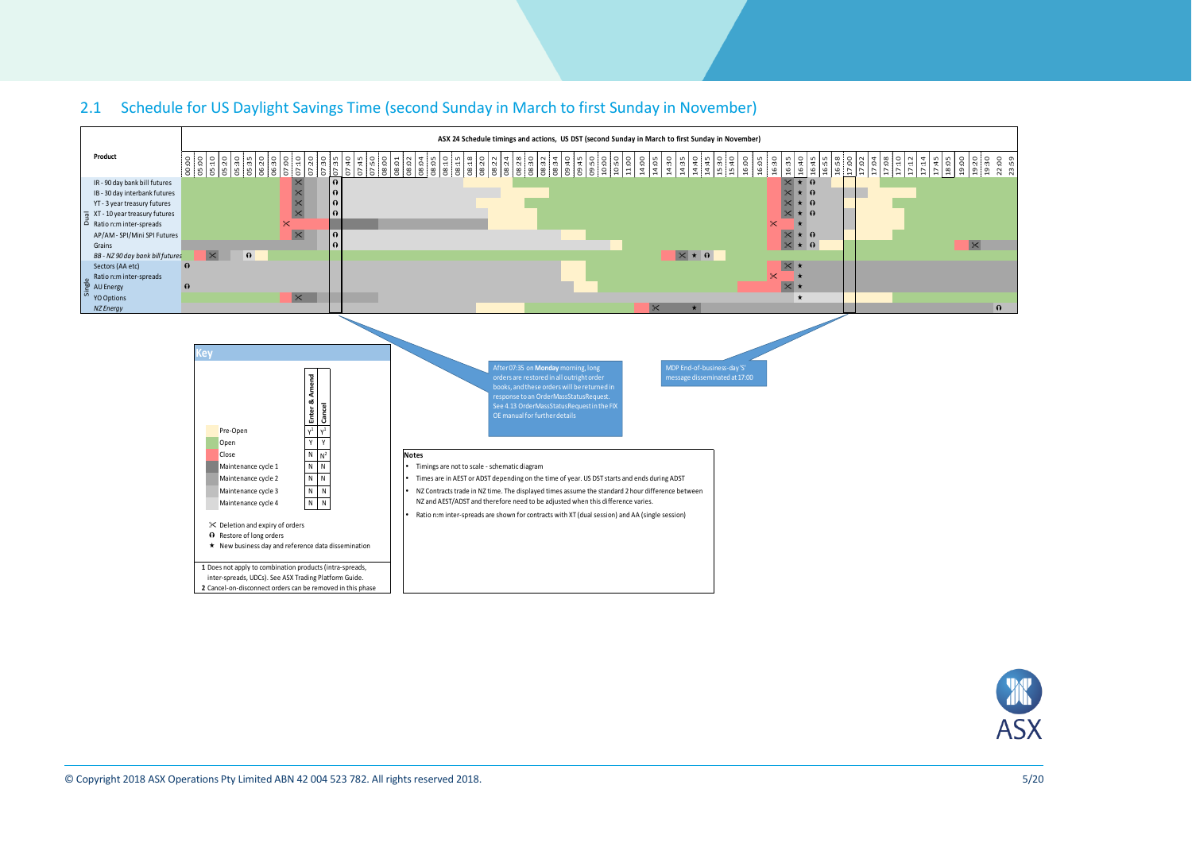## 2.1 Schedule for US Daylight Savings Time (second Sunday in March to first Sunday in November)

**ASX 24 Schedule timings and actions, US DST (second Sunday in March to first Sunday in November)**

Product

Time columns: 00:00, 05:00, 05:10, 05:20, 05:30, 05:35, 06:20, 06:30, 07:00, 07:10, 07:20, 07:30, 07:35, 07:40, 07:45, 07:50, 08:00, 08:01, 08:02, 08:04, 08:05, 08:10, 08:15, 08:18, 08:20, 08:22, 08:24, 08:28, 08:30, 08:32, 08:34, 09:40, 09:45, 09:50, 10:00, 10:50, 11:00, 14:00, 14:05, 14:30, 14:35, 14:40, 14:45, 15:30, 15:40, 16:00, 16:05, 16:30, 16:35, 16:40, 16:45, 16:55, 16:58, 17:00, 17:02, 17:04, 17:08, 17:10, 17:12, 17:14, 17:45, 18:05, 19:00, 19:20, 19:30, 22:00, 23:59

Dual:
- IR - 90 day bank bill futures
- IB - 30 day interbank futures
- YT - 3 year treasury futures
- XT - 10 year treasury futures
- Ratio n:m inter-spreads
- AP/AM - SPI/Mini SPI Futures
- Grains
- *BB - NZ 90 day bank bill futures*

Single:
- Sectors (AA etc)
- Ratio n:m inter-spreads
- AU Energy
- YO Options
- *NZ Energy*

After 07:35 on **Monday** morning, long orders are restored in all outright order books, and these orders will be returned in response to an OrderMassStatusRequest. See 4.13 OrderMassStatusRequest in the FIX OE manual for further details

MDP End-of-business-day 'S' message disseminated at 17:00

**Key**

| | Enter & Amend | Cancel |
|---|---|---|
| Pre-Open | Y[1] | Y[1] |
| Open | Y | Y |
| Close | N | N[2] |
| Maintenance cycle 1 | N | N |
| Maintenance cycle 2 | N | N |
| Maintenance cycle 3 | N | N |
| Maintenance cycle 4 | N | N |

- ✕ Deletion and expiry of orders
- ⥀ Restore of long orders
- ★ New business day and reference data dissemination

1 Does not apply to combination products (intra-spreads, inter-spreads, UDCs). See ASX Trading Platform Guide.
2 Cancel-on-disconnect orders can be removed in this phase

**Notes**

- Timings are not to scale - schematic diagram
- Times are in AEST or ADST depending on the time of year. US DST starts and ends during ADST
- NZ Contracts trade in NZ time. The displayed times assume the standard 2 hour difference between NZ and AEST/ADST and therefore need to be adjusted when this difference varies.
- Ratio n:m inter-spreads are shown for contracts with XT (dual session) and AA (single session)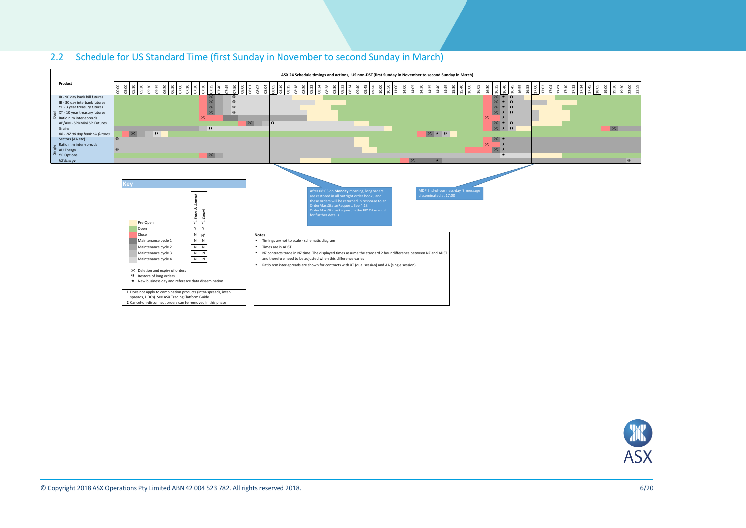## 2.2 Schedule for US Standard Time (first Sunday in November to second Sunday in March)

**ASX 24 Schedule timings and actions, US non-DST (first Sunday in November to second Sunday in March)**

Product

Time columns: 00:00, 05:00, 05:10, 05:20, 05:30, 05:35, 06:20, 06:30, 07:00, 07:10, 07:20, 07:30, 07:35, 07:40, 07:45, 07:50, 08:00, 08:01, 08:02, 08:04, 08:05, 08:10, 08:15, 08:18, 08:20, 08:22, 08:24, 08:28, 08:30, 08:32, 08:34, 09:40, 09:45, 09:50, 10:00, 10:50, 11:00, 14:00, 14:05, 14:30, 14:35, 14:40, 14:45, 15:30, 15:40, 16:00, 16:05, 16:30, 16:35, 16:40, 16:45, 16:55, 16:58, 17:00, 17:02, 17:04, 17:08, 17:10, 17:12, 17:14, 17:45, 18:05, 19:00, 19:20, 19:30, 22:00, 23:59

Dual:
- IR - 90 day bank bill futures
- IB - 30 day interbank futures
- YT - 3 year treasury futures
- XT - 10 year treasury futures
- Ratio n:m inter-spreads
- AP/AM - SPI/Mini SPI Futures
- Grains
- *BB - NZ 90 day bank bill futures*

Single:
- Sectors (AA etc)
- Ratio n:m inter-spreads
- AU Energy
- YO Options
- *NZ Energy*

After 08:05 on **Monday** morning, long orders are restored in all outright order books, and these orders will be returned in response to an OrderMassStatusRequest. See 4.13 OrderMassStatusRequest in the FIX OE manual for further details

MDP End-of-business-day 'S' message disseminated at 17:00

**Key**

| | Enter & Amend | Cancel |
|---|---|---|
| Pre-Open | Y[1] | Y[1] |
| Open | Y | Y |
| Close | N | N[2] |
| Maintenance cycle 1 | N | N |
| Maintenance cycle 2 | N | N |
| Maintenance cycle 3 | N | N |
| Maintenance cycle 4 | N | N |

- ✕ Deletion and expiry of orders
- ⍬ Restore of long orders
- ★ New business day and reference data dissemination

**1** Does not apply to combination products (intra-spreads, inter-spreads, UDCs). See ASX Trading Platform Guide.
**2** Cancel-on-disconnect orders can be removed in this phase

**Notes**

- Timings are not to scale - schematic diagram
- Times are in ADST
- NZ contracts trade in NZ time. The displayed times assume the standard 2 hour difference between NZ and ADST and therefore need to be adjusted when this difference varies
- Ratio n:m inter-spreads are shown for contracts with XT (dual session) and AA (single session)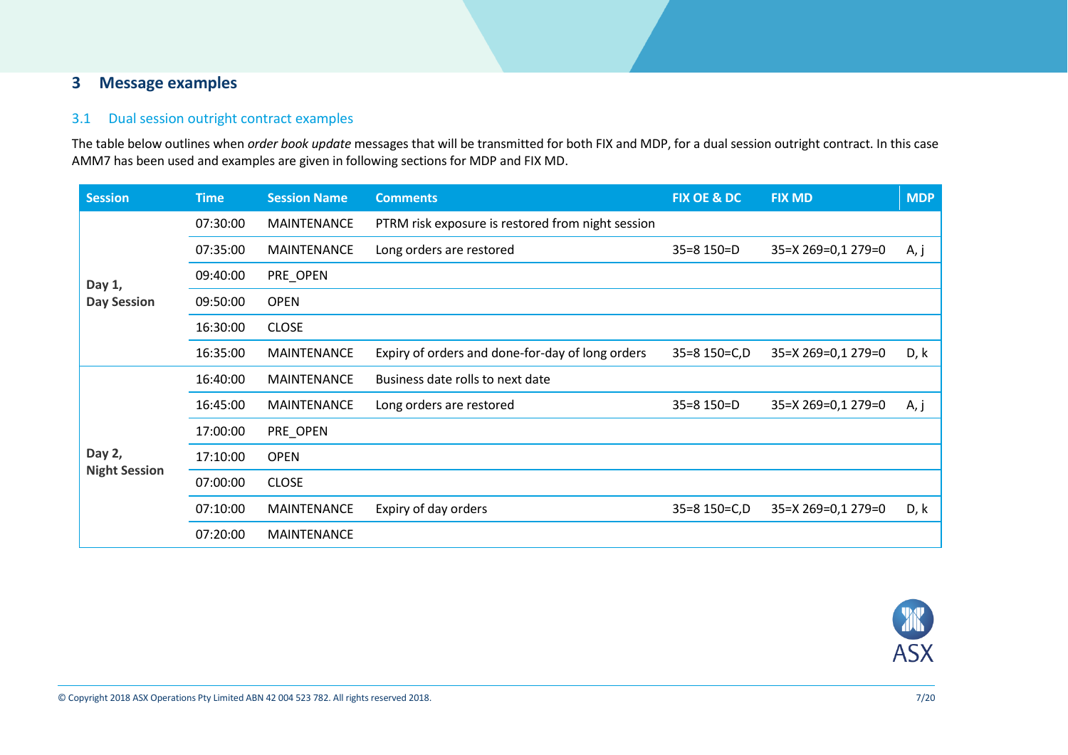# 3 Message examples

## 3.1 Dual session outright contract examples

The table below outlines when *order book update* messages that will be transmitted for both FIX and MDP, for a dual session outright contract. In this case AMM7 has been used and examples are given in following sections for MDP and FIX MD.

| Session | Time | Session Name | Comments | FIX OE & DC | FIX MD | MDP |
|---|---|---|---|---|---|---|
| **Day 1, Day Session** | 07:30:00 | MAINTENANCE | PTRM risk exposure is restored from night session | | | |
| | 07:35:00 | MAINTENANCE | Long orders are restored | 35=8 150=D | 35=X 269=0,1 279=0 | A, j |
| | 09:40:00 | PRE_OPEN | | | | |
| | 09:50:00 | OPEN | | | | |
| | 16:30:00 | CLOSE | | | | |
| | 16:35:00 | MAINTENANCE | Expiry of orders and done-for-day of long orders | 35=8 150=C,D | 35=X 269=0,1 279=0 | D, k |
| **Day 2, Night Session** | 16:40:00 | MAINTENANCE | Business date rolls to next date | | | |
| | 16:45:00 | MAINTENANCE | Long orders are restored | 35=8 150=D | 35=X 269=0,1 279=0 | A, j |
| | 17:00:00 | PRE_OPEN | | | | |
| | 17:10:00 | OPEN | | | | |
| | 07:00:00 | CLOSE | | | | |
| | 07:10:00 | MAINTENANCE | Expiry of day orders | 35=8 150=C,D | 35=X 269=0,1 279=0 | D, k |
| | 07:20:00 | MAINTENANCE | | | | |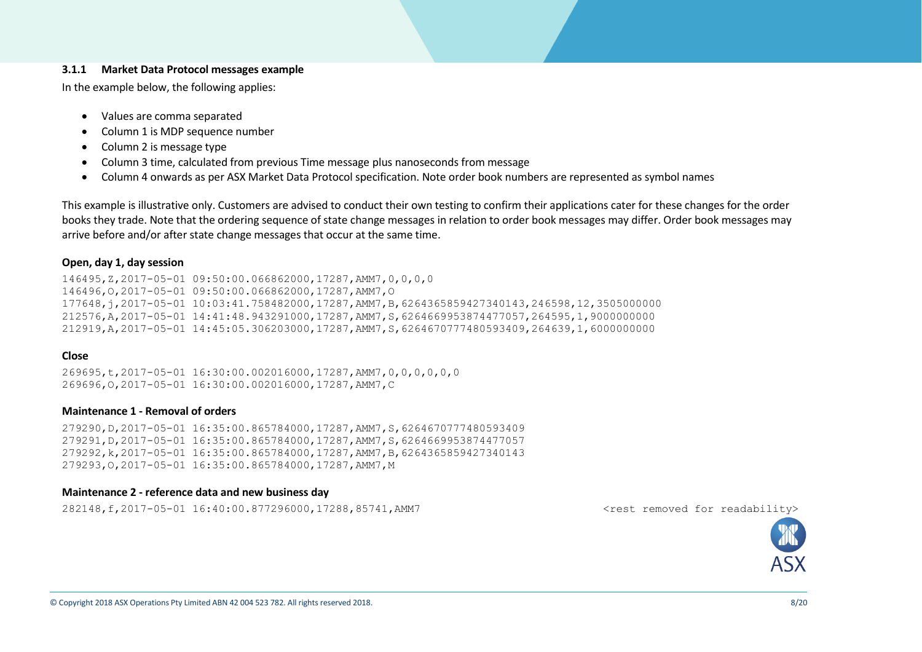### 3.1.1 Market Data Protocol messages example

In the example below, the following applies:

- Values are comma separated
- Column 1 is MDP sequence number
- Column 2 is message type
- Column 3 time, calculated from previous Time message plus nanoseconds from message
- Column 4 onwards as per ASX Market Data Protocol specification. Note order book numbers are represented as symbol names

This example is illustrative only. Customers are advised to conduct their own testing to confirm their applications cater for these changes for the order books they trade. Note that the ordering sequence of state change messages in relation to order book messages may differ. Order book messages may arrive before and/or after state change messages that occur at the same time.

**Open, day 1, day session**

```
146495,Z,2017-05-01 09:50:00.066862000,17287,AMM7,0,0,0,0
146496,O,2017-05-01 09:50:00.066862000,17287,AMM7,O
177648,j,2017-05-01 10:03:41.758482000,17287,AMM7,B,6264365859427340143,246598,12,3505000000
212576,A,2017-05-01 14:41:48.943291000,17287,AMM7,S,6264669953874477057,264595,1,9000000000
212919,A,2017-05-01 14:45:05.306203000,17287,AMM7,S,6264670777480593409,264639,1,6000000000
```

**Close**

```
269695,t,2017-05-01 16:30:00.002016000,17287,AMM7,0,0,0,0,0,0
269696,O,2017-05-01 16:30:00.002016000,17287,AMM7,C
```

**Maintenance 1 - Removal of orders**

```
279290,D,2017-05-01 16:35:00.865784000,17287,AMM7,S,6264670777480593409
279291,D,2017-05-01 16:35:00.865784000,17287,AMM7,S,6264669953874477057
279292,k,2017-05-01 16:35:00.865784000,17287,AMM7,B,6264365859427340143
279293,O,2017-05-01 16:35:00.865784000,17287,AMM7,M
```

**Maintenance 2 - reference data and new business day**

```
282148,f,2017-05-01 16:40:00.877296000,17288,85741,AMM7                    <rest removed for readability>
```

© Copyright 2018 ASX Operations Pty Limited ABN 42 004 523 782. All rights reserved 2018.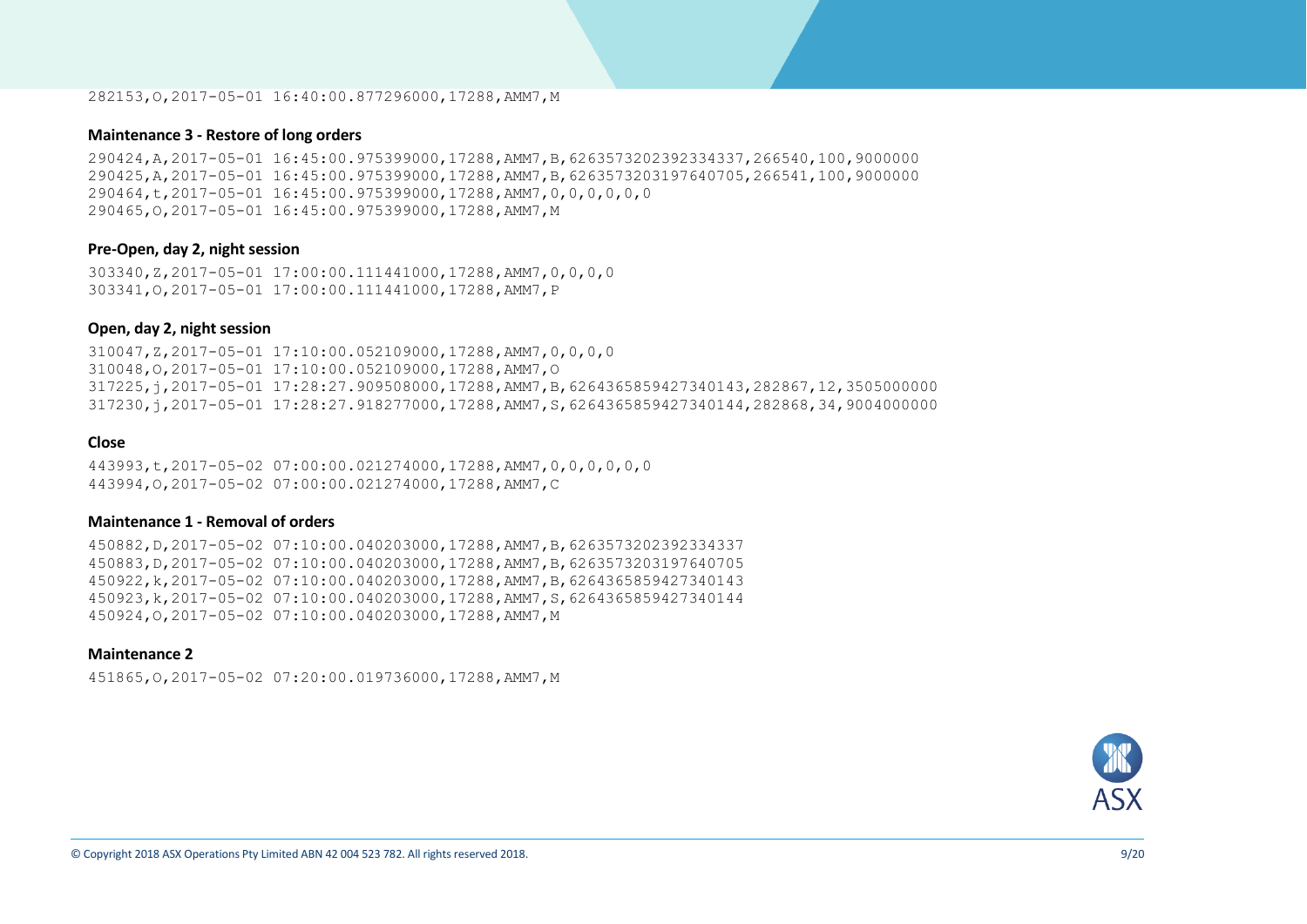```
282153,O,2017-05-01 16:40:00.877296000,17288,AMM7,M
```

**Maintenance 3 - Restore of long orders**

```
290424,A,2017-05-01 16:45:00.975399000,17288,AMM7,B,6263573202392334337,266540,100,9000000
290425,A,2017-05-01 16:45:00.975399000,17288,AMM7,B,6263573203197640705,266541,100,9000000
290464,t,2017-05-01 16:45:00.975399000,17288,AMM7,0,0,0,0,0,0
290465,O,2017-05-01 16:45:00.975399000,17288,AMM7,M
```

**Pre-Open, day 2, night session**

```
303340,Z,2017-05-01 17:00:00.111441000,17288,AMM7,0,0,0,0
303341,O,2017-05-01 17:00:00.111441000,17288,AMM7,P
```

**Open, day 2, night session**

```
310047,Z,2017-05-01 17:10:00.052109000,17288,AMM7,0,0,0,0
310048,O,2017-05-01 17:10:00.052109000,17288,AMM7,O
317225,j,2017-05-01 17:28:27.909508000,17288,AMM7,B,6264365859427340143,282867,12,3505000000
317230,j,2017-05-01 17:28:27.918277000,17288,AMM7,S,6264365859427340144,282868,34,9004000000
```

**Close**

```
443993,t,2017-05-02 07:00:00.021274000,17288,AMM7,0,0,0,0,0,0
443994,O,2017-05-02 07:00:00.021274000,17288,AMM7,C
```

**Maintenance 1 - Removal of orders**

```
450882,D,2017-05-02 07:10:00.040203000,17288,AMM7,B,6263573202392334337
450883,D,2017-05-02 07:10:00.040203000,17288,AMM7,B,6263573203197640705
450922,k,2017-05-02 07:10:00.040203000,17288,AMM7,B,6264365859427340143
450923,k,2017-05-02 07:10:00.040203000,17288,AMM7,S,6264365859427340144
450924,O,2017-05-02 07:10:00.040203000,17288,AMM7,M
```

**Maintenance 2**

```
451865,O,2017-05-02 07:20:00.019736000,17288,AMM7,M
```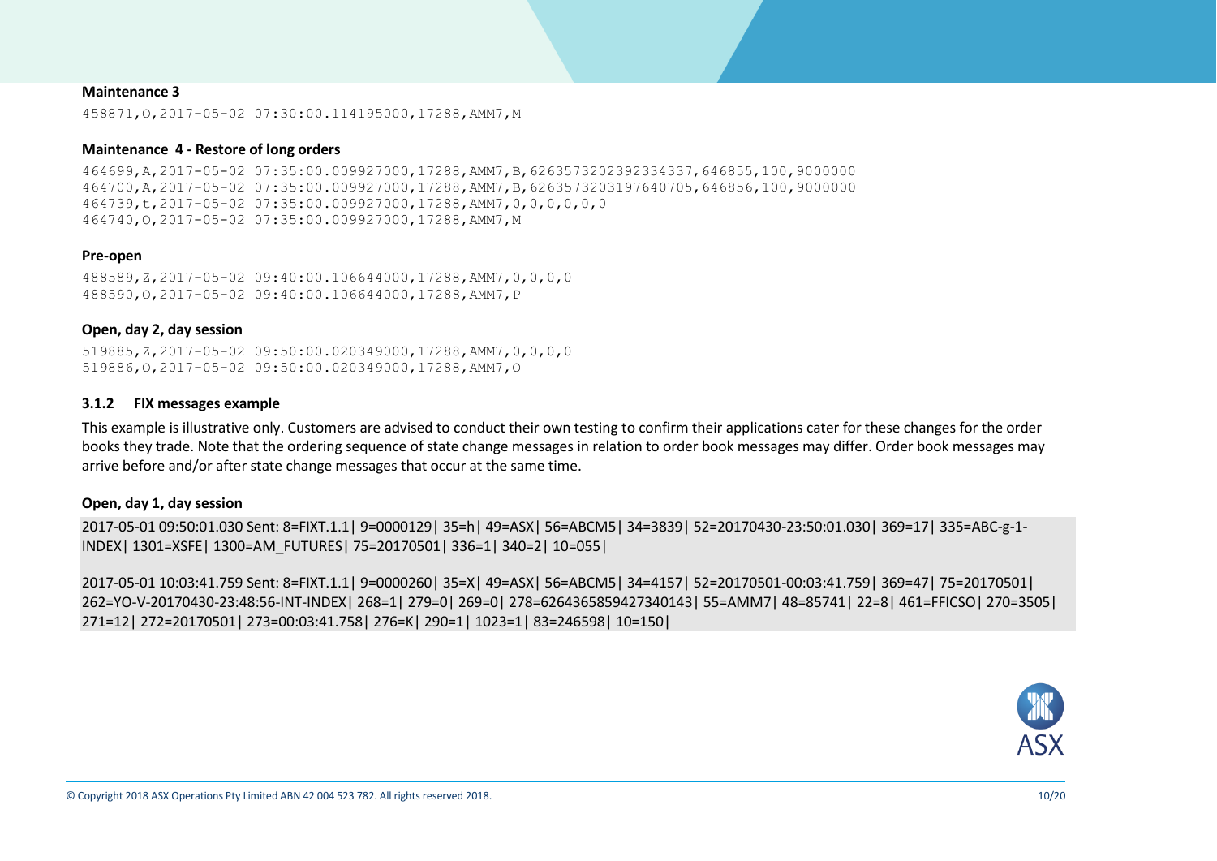**Maintenance 3**

```
458871,O,2017-05-02 07:30:00.114195000,17288,AMM7,M
```

**Maintenance 4 - Restore of long orders**

```
464699,A,2017-05-02 07:35:00.009927000,17288,AMM7,B,6263573202392334337,646855,100,9000000
464700,A,2017-05-02 07:35:00.009927000,17288,AMM7,B,6263573203197640705,646856,100,9000000
464739,t,2017-05-02 07:35:00.009927000,17288,AMM7,0,0,0,0,0,0
464740,O,2017-05-02 07:35:00.009927000,17288,AMM7,M
```

**Pre-open**

```
488589,Z,2017-05-02 09:40:00.106644000,17288,AMM7,0,0,0,0
488590,O,2017-05-02 09:40:00.106644000,17288,AMM7,P
```

**Open, day 2, day session**

```
519885,Z,2017-05-02 09:50:00.020349000,17288,AMM7,0,0,0,0
519886,O,2017-05-02 09:50:00.020349000,17288,AMM7,O
```

### 3.1.2 FIX messages example

This example is illustrative only. Customers are advised to conduct their own testing to confirm their applications cater for these changes for the order books they trade. Note that the ordering sequence of state change messages in relation to order book messages may differ. Order book messages may arrive before and/or after state change messages that occur at the same time.

**Open, day 1, day session**

```
2017-05-01 09:50:01.030 Sent: 8=FIXT.1.1| 9=0000129| 35=h| 49=ASX| 56=ABCM5| 34=3839| 52=20170430-23:50:01.030| 369=17| 335=ABC-g-1-INDEX| 1301=XSFE| 1300=AM_FUTURES| 75=20170501| 336=1| 340=2| 10=055|

2017-05-01 10:03:41.759 Sent: 8=FIXT.1.1| 9=0000260| 35=X| 49=ASX| 56=ABCM5| 34=4157| 52=20170501-00:03:41.759| 369=47| 75=20170501| 262=YO-V-20170430-23:48:56-INT-INDEX| 268=1| 279=0| 269=0| 278=6264365859427340143| 55=AMM7| 48=85741| 22=8| 461=FFICSO| 270=3505| 271=12| 272=20170501| 273=00:03:41.758| 276=K| 290=1| 1023=1| 83=246598| 10=150|
```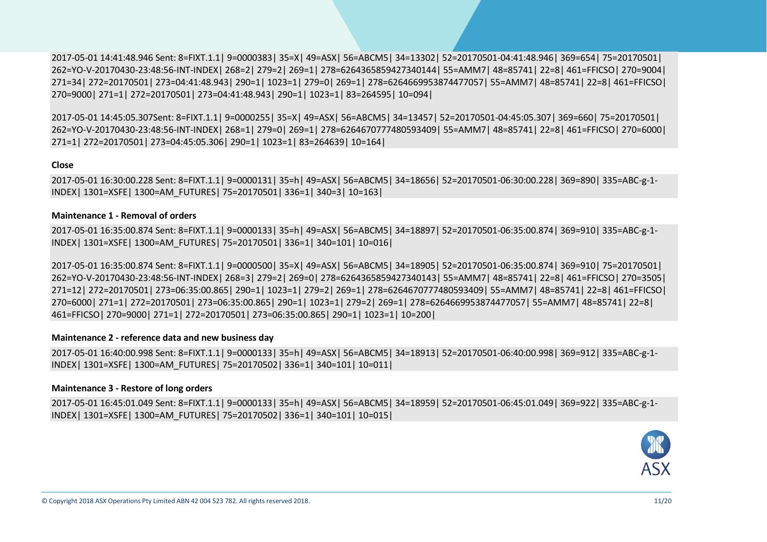```
2017-05-01 14:41:48.946 Sent: 8=FIXT.1.1| 9=0000383| 35=X| 49=ASX| 56=ABCM5| 34=13302| 52=20170501-04:41:48.946| 369=654| 75=20170501| 262=YO-V-20170430-23:48:56-INT-INDEX| 268=2| 279=2| 269=1| 278=6264365859427340144| 55=AMM7| 48=85741| 22=8| 461=FFICSO| 270=9004| 271=34| 272=20170501| 273=04:41:48.943| 290=1| 1023=1| 279=0| 269=1| 278=6264669953874477057| 55=AMM7| 48=85741| 22=8| 461=FFICSO| 270=9000| 271=1| 272=20170501| 273=04:41:48.943| 290=1| 1023=1| 83=264595| 10=094|
```

```
2017-05-01 14:45:05.307Sent: 8=FIXT.1.1| 9=0000255| 35=X| 49=ASX| 56=ABCM5| 34=13457| 52=20170501-04:45:05.307| 369=660| 75=20170501| 262=YO-V-20170430-23:48:56-INT-INDEX| 268=1| 279=0| 269=1| 278=6264670777480593409| 55=AMM7| 48=85741| 22=8| 461=FFICSO| 270=6000| 271=1| 272=20170501| 273=04:45:05.306| 290=1| 1023=1| 83=264639| 10=164|
```

**Close**

```
2017-05-01 16:30:00.228 Sent: 8=FIXT.1.1| 9=0000131| 35=h| 49=ASX| 56=ABCM5| 34=18656| 52=20170501-06:30:00.228| 369=890| 335=ABC-g-1-INDEX| 1301=XSFE| 1300=AM_FUTURES| 75=20170501| 336=1| 340=3| 10=163|
```

**Maintenance 1 - Removal of orders**

```
2017-05-01 16:35:00.874 Sent: 8=FIXT.1.1| 9=0000133| 35=h| 49=ASX| 56=ABCM5| 34=18897| 52=20170501-06:35:00.874| 369=910| 335=ABC-g-1-INDEX| 1301=XSFE| 1300=AM_FUTURES| 75=20170501| 336=1| 340=101| 10=016|
```

```
2017-05-01 16:35:00.874 Sent: 8=FIXT.1.1| 9=0000500| 35=X| 49=ASX| 56=ABCM5| 34=18905| 52=20170501-06:35:00.874| 369=910| 75=20170501| 262=YO-V-20170430-23:48:56-INT-INDEX| 268=3| 279=2| 269=0| 278=6264365859427340143| 55=AMM7| 48=85741| 22=8| 461=FFICSO| 270=3505| 271=12| 272=20170501| 273=06:35:00.865| 290=1| 1023=1| 279=2| 269=1| 278=6264670777480593409| 55=AMM7| 48=85741| 22=8| 461=FFICSO| 270=6000| 271=1| 272=20170501| 273=06:35:00.865| 290=1| 1023=1| 279=2| 269=1| 278=6264669953874477057| 55=AMM7| 48=85741| 22=8| 461=FFICSO| 270=9000| 271=1| 272=20170501| 273=06:35:00.865| 290=1| 1023=1| 10=200|
```

**Maintenance 2 - reference data and new business day**

```
2017-05-01 16:40:00.998 Sent: 8=FIXT.1.1| 9=0000133| 35=h| 49=ASX| 56=ABCM5| 34=18913| 52=20170501-06:40:00.998| 369=912| 335=ABC-g-1-INDEX| 1301=XSFE| 1300=AM_FUTURES| 75=20170502| 336=1| 340=101| 10=011|
```

**Maintenance 3 - Restore of long orders**

```
2017-05-01 16:45:01.049 Sent: 8=FIXT.1.1| 9=0000133| 35=h| 49=ASX| 56=ABCM5| 34=18959| 52=20170501-06:45:01.049| 369=922| 335=ABC-g-1-INDEX| 1301=XSFE| 1300=AM_FUTURES| 75=20170502| 336=1| 340=101| 10=015|
```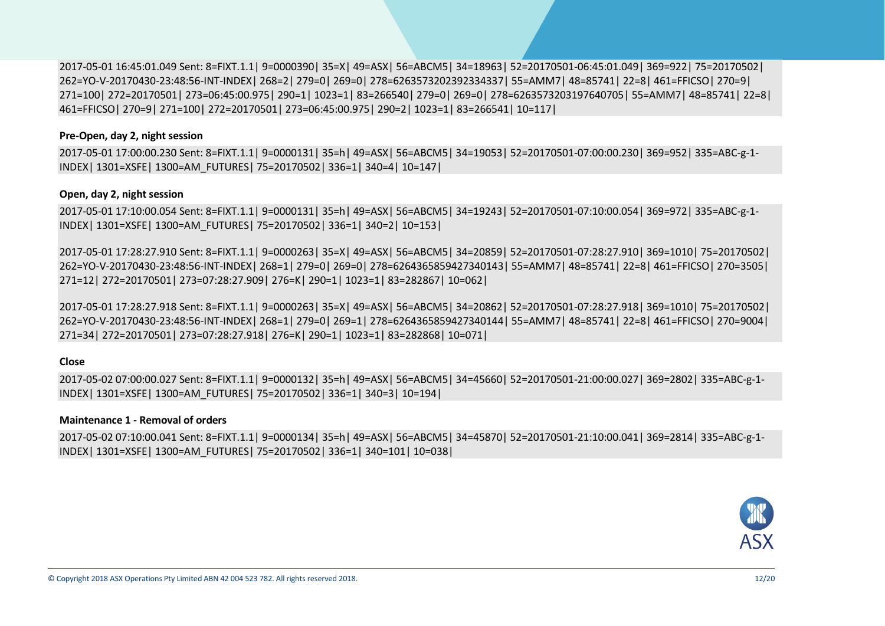```
2017-05-01 16:45:01.049 Sent: 8=FIXT.1.1| 9=0000390| 35=X| 49=ASX| 56=ABCM5| 34=18963| 52=20170501-06:45:01.049| 369=922| 75=20170502| 262=YO-V-20170430-23:48:56-INT-INDEX| 268=2| 279=0| 269=0| 278=6263573202392334337| 55=AMM7| 48=85741| 22=8| 461=FFICSO| 270=9| 271=100| 272=20170501| 273=06:45:00.975| 290=1| 1023=1| 83=266540| 279=0| 269=0| 278=6263573203197640705| 55=AMM7| 48=85741| 22=8| 461=FFICSO| 270=9| 271=100| 272=20170501| 273=06:45:00.975| 290=2| 1023=1| 83=266541| 10=117|
```

**Pre-Open, day 2, night session**

```
2017-05-01 17:00:00.230 Sent: 8=FIXT.1.1| 9=0000131| 35=h| 49=ASX| 56=ABCM5| 34=19053| 52=20170501-07:00:00.230| 369=952| 335=ABC-g-1-INDEX| 1301=XSFE| 1300=AM_FUTURES| 75=20170502| 336=1| 340=4| 10=147|
```

**Open, day 2, night session**

```
2017-05-01 17:10:00.054 Sent: 8=FIXT.1.1| 9=0000131| 35=h| 49=ASX| 56=ABCM5| 34=19243| 52=20170501-07:10:00.054| 369=972| 335=ABC-g-1-INDEX| 1301=XSFE| 1300=AM_FUTURES| 75=20170502| 336=1| 340=2| 10=153|
```

```
2017-05-01 17:28:27.910 Sent: 8=FIXT.1.1| 9=0000263| 35=X| 49=ASX| 56=ABCM5| 34=20859| 52=20170501-07:28:27.910| 369=1010| 75=20170502| 262=YO-V-20170430-23:48:56-INT-INDEX| 268=1| 279=0| 269=0| 278=6264365859427340143| 55=AMM7| 48=85741| 22=8| 461=FFICSO| 270=3505| 271=12| 272=20170501| 273=07:28:27.909| 276=K| 290=1| 1023=1| 83=282867| 10=062|
```

```
2017-05-01 17:28:27.918 Sent: 8=FIXT.1.1| 9=0000263| 35=X| 49=ASX| 56=ABCM5| 34=20862| 52=20170501-07:28:27.918| 369=1010| 75=20170502| 262=YO-V-20170430-23:48:56-INT-INDEX| 268=1| 279=0| 269=1| 278=6264365859427340144| 55=AMM7| 48=85741| 22=8| 461=FFICSO| 270=9004| 271=34| 272=20170501| 273=07:28:27.918| 276=K| 290=1| 1023=1| 83=282868| 10=071|
```

**Close**

```
2017-05-02 07:00:00.027 Sent: 8=FIXT.1.1| 9=0000132| 35=h| 49=ASX| 56=ABCM5| 34=45660| 52=20170501-21:00:00.027| 369=2802| 335=ABC-g-1-INDEX| 1301=XSFE| 1300=AM_FUTURES| 75=20170502| 336=1| 340=3| 10=194|
```

**Maintenance 1 - Removal of orders**

```
2017-05-02 07:10:00.041 Sent: 8=FIXT.1.1| 9=0000134| 35=h| 49=ASX| 56=ABCM5| 34=45870| 52=20170501-21:10:00.041| 369=2814| 335=ABC-g-1-INDEX| 1301=XSFE| 1300=AM_FUTURES| 75=20170502| 336=1| 340=101| 10=038|
```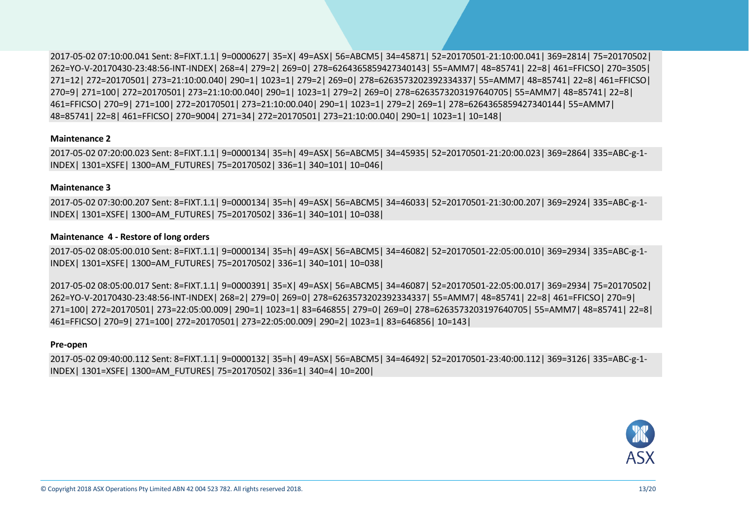2017-05-02 07:10:00.041 Sent: 8=FIXT.1.1| 9=0000627| 35=X| 49=ASX| 56=ABCM5| 34=45871| 52=20170501-21:10:00.041| 369=2814| 75=20170502| 262=YO-V-20170430-23:48:56-INT-INDEX| 268=4| 279=2| 269=0| 278=6264365859427340143| 55=AMM7| 48=85741| 22=8| 461=FFICSO| 270=3505| 271=12| 272=20170501| 273=21:10:00.040| 290=1| 1023=1| 279=2| 269=0| 278=6263573202392334337| 55=AMM7| 48=85741| 22=8| 461=FFICSO| 270=9| 271=100| 272=20170501| 273=21:10:00.040| 290=1| 1023=1| 279=2| 269=0| 278=6263573203197640705| 55=AMM7| 48=85741| 22=8| 461=FFICSO| 270=9| 271=100| 272=20170501| 273=21:10:00.040| 290=1| 1023=1| 279=2| 269=1| 278=6264365859427340144| 55=AMM7| 48=85741| 22=8| 461=FFICSO| 270=9004| 271=34| 272=20170501| 273=21:10:00.040| 290=1| 1023=1| 10=148|

**Maintenance 2**

2017-05-02 07:20:00.023 Sent: 8=FIXT.1.1| 9=0000134| 35=h| 49=ASX| 56=ABCM5| 34=45935| 52=20170501-21:20:00.023| 369=2864| 335=ABC-g-1-INDEX| 1301=XSFE| 1300=AM_FUTURES| 75=20170502| 336=1| 340=101| 10=046|

**Maintenance 3**

2017-05-02 07:30:00.207 Sent: 8=FIXT.1.1| 9=0000134| 35=h| 49=ASX| 56=ABCM5| 34=46033| 52=20170501-21:30:00.207| 369=2924| 335=ABC-g-1-INDEX| 1301=XSFE| 1300=AM_FUTURES| 75=20170502| 336=1| 340=101| 10=038|

**Maintenance 4 - Restore of long orders**

2017-05-02 08:05:00.010 Sent: 8=FIXT.1.1| 9=0000134| 35=h| 49=ASX| 56=ABCM5| 34=46082| 52=20170501-22:05:00.010| 369=2934| 335=ABC-g-1-INDEX| 1301=XSFE| 1300=AM_FUTURES| 75=20170502| 336=1| 340=101| 10=038|

2017-05-02 08:05:00.017 Sent: 8=FIXT.1.1| 9=0000391| 35=X| 49=ASX| 56=ABCM5| 34=46087| 52=20170501-22:05:00.017| 369=2934| 75=20170502| 262=YO-V-20170430-23:48:56-INT-INDEX| 268=2| 279=0| 269=0| 278=6263573202392334337| 55=AMM7| 48=85741| 22=8| 461=FFICSO| 270=9| 271=100| 272=20170501| 273=22:05:00.009| 290=1| 1023=1| 83=646855| 279=0| 269=0| 278=6263573203197640705| 55=AMM7| 48=85741| 22=8| 461=FFICSO| 270=9| 271=100| 272=20170501| 273=22:05:00.009| 290=2| 1023=1| 83=646856| 10=143|

**Pre-open**

2017-05-02 09:40:00.112 Sent: 8=FIXT.1.1| 9=0000132| 35=h| 49=ASX| 56=ABCM5| 34=46492| 52=20170501-23:40:00.112| 369=3126| 335=ABC-g-1-INDEX| 1301=XSFE| 1300=AM_FUTURES| 75=20170502| 336=1| 340=4| 10=200|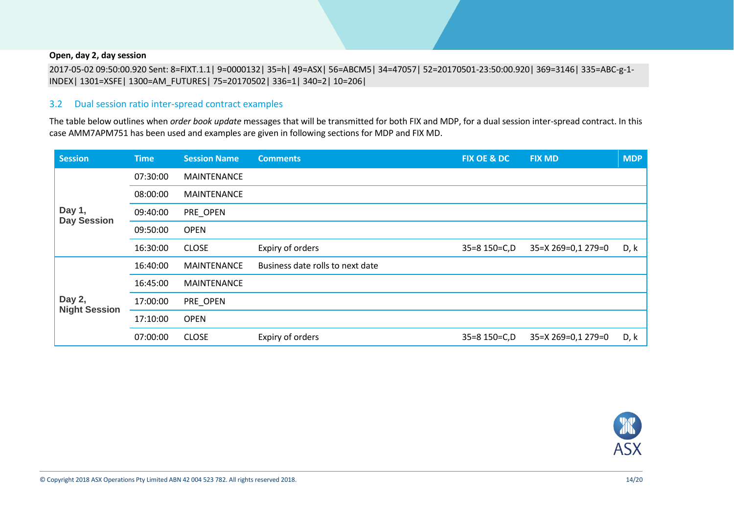**Open, day 2, day session**

```
2017-05-02 09:50:00.920 Sent: 8=FIXT.1.1| 9=0000132| 35=h| 49=ASX| 56=ABCM5| 34=47057| 52=20170501-23:50:00.920| 369=3146| 335=ABC-g-1-INDEX| 1301=XSFE| 1300=AM_FUTURES| 75=20170502| 336=1| 340=2| 10=206|
```

## 3.2 Dual session ratio inter-spread contract examples

The table below outlines when *order book update* messages that will be transmitted for both FIX and MDP, for a dual session inter-spread contract. In this case AMM7APM751 has been used and examples are given in following sections for MDP and FIX MD.

| Session | Time | Session Name | Comments | FIX OE & DC | FIX MD | MDP |
|---|---|---|---|---|---|---|
| Day 1, Day Session | 07:30:00 | MAINTENANCE | | | | |
| | 08:00:00 | MAINTENANCE | | | | |
| | 09:40:00 | PRE_OPEN | | | | |
| | 09:50:00 | OPEN | | | | |
| | 16:30:00 | CLOSE | Expiry of orders | 35=8 150=C,D | 35=X 269=0,1 279=0 | D, k |
| Day 2, Night Session | 16:40:00 | MAINTENANCE | Business date rolls to next date | | | |
| | 16:45:00 | MAINTENANCE | | | | |
| | 17:00:00 | PRE_OPEN | | | | |
| | 17:10:00 | OPEN | | | | |
| | 07:00:00 | CLOSE | Expiry of orders | 35=8 150=C,D | 35=X 269=0,1 279=0 | D, k |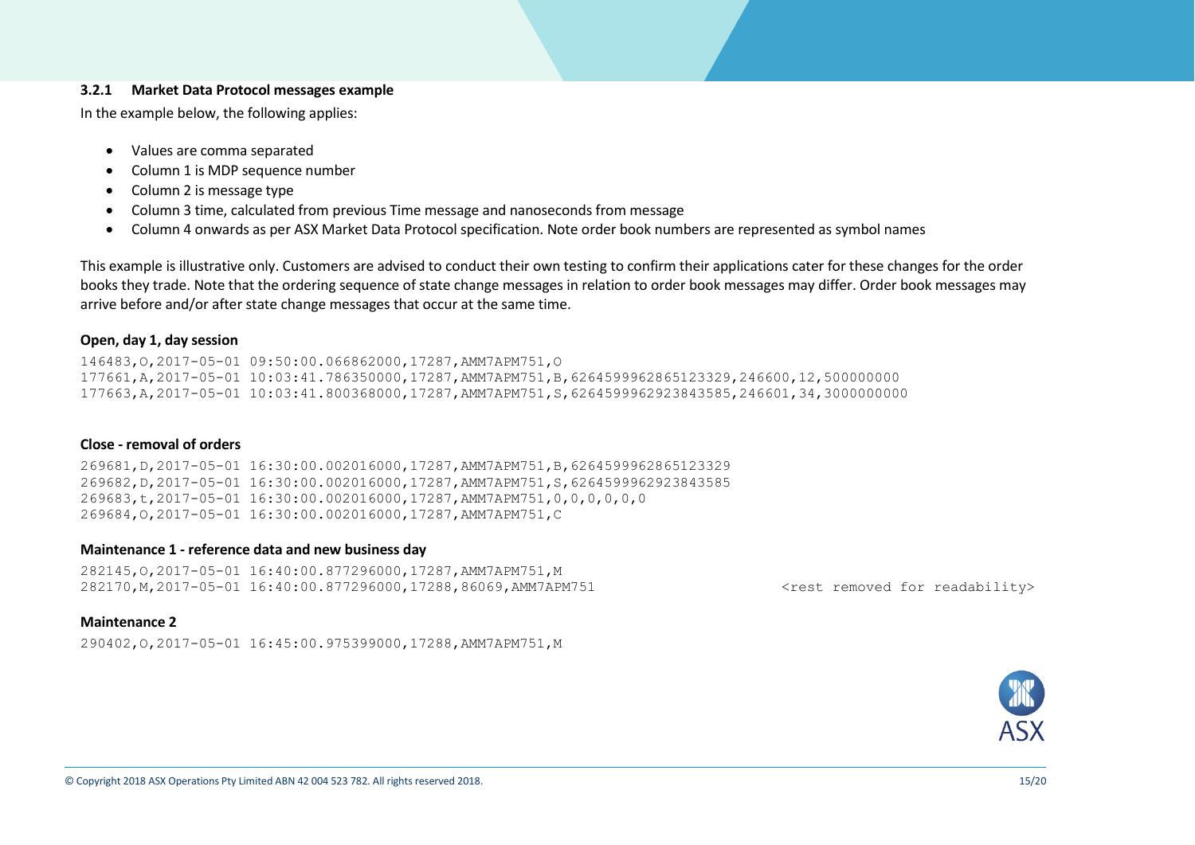### 3.2.1 Market Data Protocol messages example

In the example below, the following applies:

- Values are comma separated
- Column 1 is MDP sequence number
- Column 2 is message type
- Column 3 time, calculated from previous Time message and nanoseconds from message
- Column 4 onwards as per ASX Market Data Protocol specification. Note order book numbers are represented as symbol names

This example is illustrative only. Customers are advised to conduct their own testing to confirm their applications cater for these changes for the order books they trade. Note that the ordering sequence of state change messages in relation to order book messages may differ. Order book messages may arrive before and/or after state change messages that occur at the same time.

**Open, day 1, day session**

```
146483,O,2017-05-01 09:50:00.066862000,17287,AMM7APM751,O
177661,A,2017-05-01 10:03:41.786350000,17287,AMM7APM751,B,6264599962865123329,246600,12,500000000
177663,A,2017-05-01 10:03:41.800368000,17287,AMM7APM751,S,6264599962923843585,246601,34,3000000000
```

**Close - removal of orders**

```
269681,D,2017-05-01 16:30:00.002016000,17287,AMM7APM751,B,6264599962865123329
269682,D,2017-05-01 16:30:00.002016000,17287,AMM7APM751,S,6264599962923843585
269683,t,2017-05-01 16:30:00.002016000,17287,AMM7APM751,0,0,0,0,0,0
269684,O,2017-05-01 16:30:00.002016000,17287,AMM7APM751,C
```

**Maintenance 1 - reference data and new business day**

```
282145,O,2017-05-01 16:40:00.877296000,17287,AMM7APM751,M
282170,M,2017-05-01 16:40:00.877296000,17288,86069,AMM7APM751                    <rest removed for readability>
```

**Maintenance 2**

```
290402,O,2017-05-01 16:45:00.975399000,17288,AMM7APM751,M
```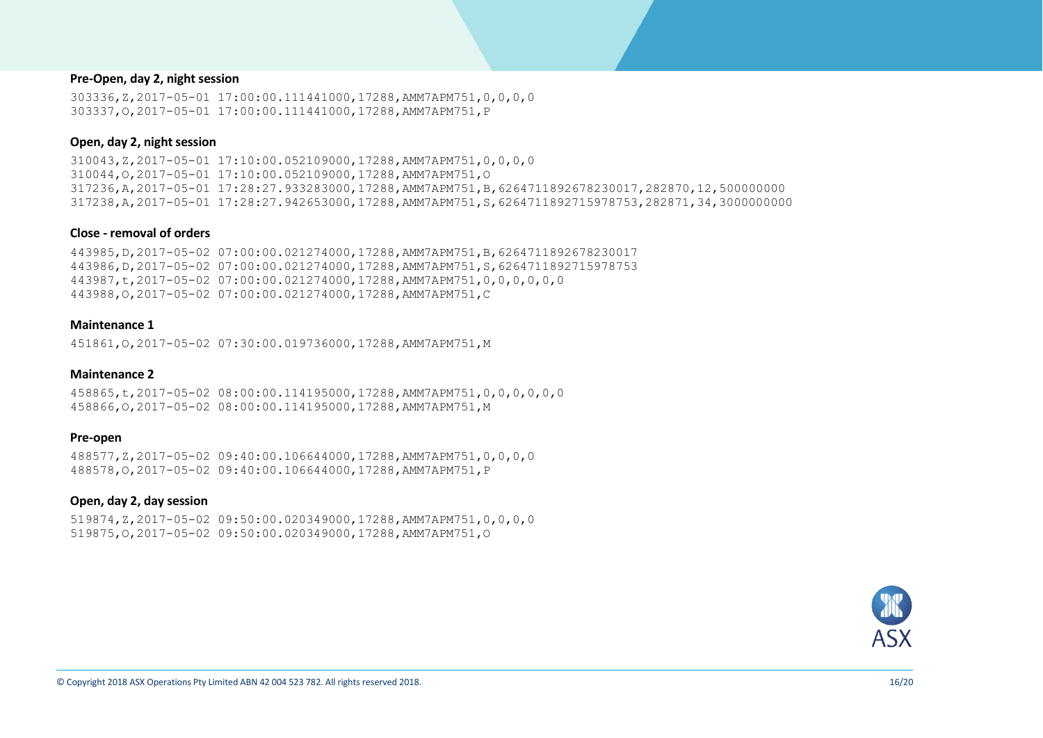**Pre-Open, day 2, night session**

```
303336,Z,2017-05-01 17:00:00.111441000,17288,AMM7APM751,0,0,0,0
303337,O,2017-05-01 17:00:00.111441000,17288,AMM7APM751,P
```

**Open, day 2, night session**

```
310043,Z,2017-05-01 17:10:00.052109000,17288,AMM7APM751,0,0,0,0
310044,O,2017-05-01 17:10:00.052109000,17288,AMM7APM751,O
317236,A,2017-05-01 17:28:27.933283000,17288,AMM7APM751,B,6264711892678230017,282870,12,500000000
317238,A,2017-05-01 17:28:27.942653000,17288,AMM7APM751,S,6264711892715978753,282871,34,3000000000
```

**Close - removal of orders**

```
443985,D,2017-05-02 07:00:00.021274000,17288,AMM7APM751,B,6264711892678230017
443986,D,2017-05-02 07:00:00.021274000,17288,AMM7APM751,S,6264711892715978753
443987,t,2017-05-02 07:00:00.021274000,17288,AMM7APM751,0,0,0,0,0,0
443988,O,2017-05-02 07:00:00.021274000,17288,AMM7APM751,C
```

**Maintenance 1**

```
451861,O,2017-05-02 07:30:00.019736000,17288,AMM7APM751,M
```

**Maintenance 2**

```
458865,t,2017-05-02 08:00:00.114195000,17288,AMM7APM751,0,0,0,0,0,0
458866,O,2017-05-02 08:00:00.114195000,17288,AMM7APM751,M
```

**Pre-open**

```
488577,Z,2017-05-02 09:40:00.106644000,17288,AMM7APM751,0,0,0,0
488578,O,2017-05-02 09:40:00.106644000,17288,AMM7APM751,P
```

**Open, day 2, day session**

```
519874,Z,2017-05-02 09:50:00.020349000,17288,AMM7APM751,0,0,0,0
519875,O,2017-05-02 09:50:00.020349000,17288,AMM7APM751,O
```

© Copyright 2018 ASX Operations Pty Limited ABN 42 004 523 782. All rights reserved 2018.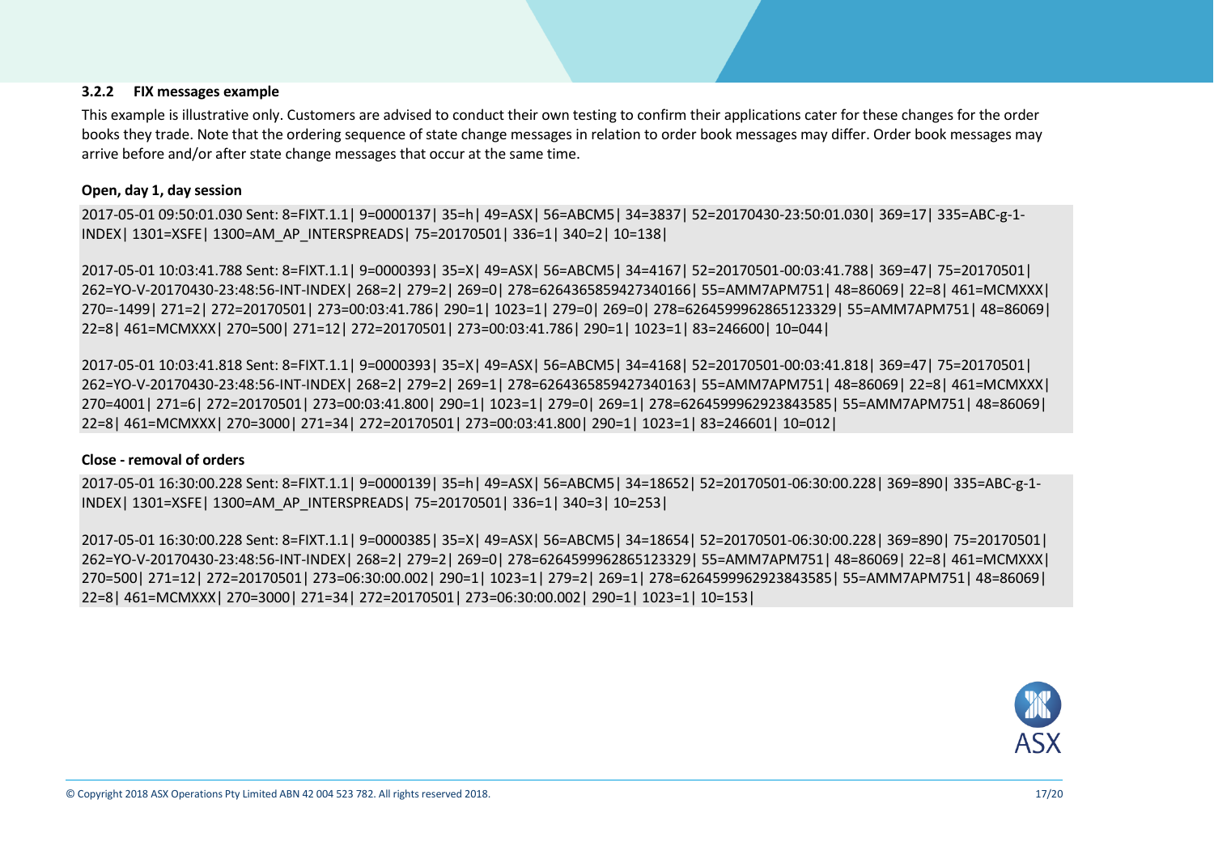### 3.2.2 FIX messages example

This example is illustrative only. Customers are advised to conduct their own testing to confirm their applications cater for these changes for the order books they trade. Note that the ordering sequence of state change messages in relation to order book messages may differ. Order book messages may arrive before and/or after state change messages that occur at the same time.

**Open, day 1, day session**

```
2017-05-01 09:50:01.030 Sent: 8=FIXT.1.1| 9=0000137| 35=h| 49=ASX| 56=ABCM5| 34=3837| 52=20170430-23:50:01.030| 369=17| 335=ABC-g-1-INDEX| 1301=XSFE| 1300=AM_AP_INTERSPREADS| 75=20170501| 336=1| 340=2| 10=138|
```

```
2017-05-01 10:03:41.788 Sent: 8=FIXT.1.1| 9=0000393| 35=X| 49=ASX| 56=ABCM5| 34=4167| 52=20170501-00:03:41.788| 369=47| 75=20170501| 262=YO-V-20170430-23:48:56-INT-INDEX| 268=2| 279=2| 269=0| 278=6264365859427340166| 55=AMM7APM751| 48=86069| 22=8| 461=MCMXXX| 270=-1499| 271=2| 272=20170501| 273=00:03:41.786| 290=1| 1023=1| 279=0| 269=0| 278=6264599962865123329| 55=AMM7APM751| 48=86069| 22=8| 461=MCMXXX| 270=500| 271=12| 272=20170501| 273=00:03:41.786| 290=1| 1023=1| 83=246600| 10=044|
```

```
2017-05-01 10:03:41.818 Sent: 8=FIXT.1.1| 9=0000393| 35=X| 49=ASX| 56=ABCM5| 34=4168| 52=20170501-00:03:41.818| 369=47| 75=20170501| 262=YO-V-20170430-23:48:56-INT-INDEX| 268=2| 279=2| 269=1| 278=6264365859427340163| 55=AMM7APM751| 48=86069| 22=8| 461=MCMXXX| 270=4001| 271=6| 272=20170501| 273=00:03:41.800| 290=1| 1023=1| 279=0| 269=1| 278=6264599962923843585| 55=AMM7APM751| 48=86069| 22=8| 461=MCMXXX| 270=3000| 271=34| 272=20170501| 273=00:03:41.800| 290=1| 1023=1| 83=246601| 10=012|
```

**Close - removal of orders**

```
2017-05-01 16:30:00.228 Sent: 8=FIXT.1.1| 9=0000139| 35=h| 49=ASX| 56=ABCM5| 34=18652| 52=20170501-06:30:00.228| 369=890| 335=ABC-g-1-INDEX| 1301=XSFE| 1300=AM_AP_INTERSPREADS| 75=20170501| 336=1| 340=3| 10=253|
```

```
2017-05-01 16:30:00.228 Sent: 8=FIXT.1.1| 9=0000385| 35=X| 49=ASX| 56=ABCM5| 34=18654| 52=20170501-06:30:00.228| 369=890| 75=20170501| 262=YO-V-20170430-23:48:56-INT-INDEX| 268=2| 279=2| 269=0| 278=6264599962865123329| 55=AMM7APM751| 48=86069| 22=8| 461=MCMXXX| 270=500| 271=12| 272=20170501| 273=06:30:00.002| 290=1| 1023=1| 279=2| 269=1| 278=6264599962923843585| 55=AMM7APM751| 48=86069| 22=8| 461=MCMXXX| 270=3000| 271=34| 272=20170501| 273=06:30:00.002| 290=1| 1023=1| 10=153|
```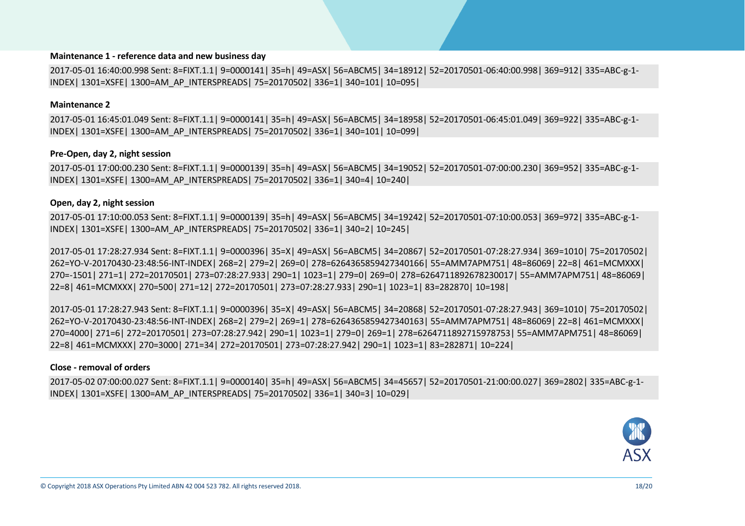**Maintenance 1 - reference data and new business day**

2017-05-01 16:40:00.998 Sent: 8=FIXT.1.1| 9=0000141| 35=h| 49=ASX| 56=ABCM5| 34=18912| 52=20170501-06:40:00.998| 369=912| 335=ABC-g-1-INDEX| 1301=XSFE| 1300=AM_AP_INTERSPREADS| 75=20170502| 336=1| 340=101| 10=095|

**Maintenance 2**

2017-05-01 16:45:01.049 Sent: 8=FIXT.1.1| 9=0000141| 35=h| 49=ASX| 56=ABCM5| 34=18958| 52=20170501-06:45:01.049| 369=922| 335=ABC-g-1-INDEX| 1301=XSFE| 1300=AM_AP_INTERSPREADS| 75=20170502| 336=1| 340=101| 10=099|

**Pre-Open, day 2, night session**

2017-05-01 17:00:00.230 Sent: 8=FIXT.1.1| 9=0000139| 35=h| 49=ASX| 56=ABCM5| 34=19052| 52=20170501-07:00:00.230| 369=952| 335=ABC-g-1-INDEX| 1301=XSFE| 1300=AM_AP_INTERSPREADS| 75=20170502| 336=1| 340=4| 10=240|

**Open, day 2, night session**

2017-05-01 17:10:00.053 Sent: 8=FIXT.1.1| 9=0000139| 35=h| 49=ASX| 56=ABCM5| 34=19242| 52=20170501-07:10:00.053| 369=972| 335=ABC-g-1-INDEX| 1301=XSFE| 1300=AM_AP_INTERSPREADS| 75=20170502| 336=1| 340=2| 10=245|

2017-05-01 17:28:27.934 Sent: 8=FIXT.1.1| 9=0000396| 35=X| 49=ASX| 56=ABCM5| 34=20867| 52=20170501-07:28:27.934| 369=1010| 75=20170502| 262=YO-V-20170430-23:48:56-INT-INDEX| 268=2| 279=2| 269=0| 278=6264365859427340166| 55=AMM7APM751| 48=86069| 22=8| 461=MCMXXX| 270=-1501| 271=1| 272=20170501| 273=07:28:27.933| 290=1| 1023=1| 279=0| 269=0| 278=6264711892678230017| 55=AMM7APM751| 48=86069| 22=8| 461=MCMXXX| 270=500| 271=12| 272=20170501| 273=07:28:27.933| 290=1| 1023=1| 83=282870| 10=198|

2017-05-01 17:28:27.943 Sent: 8=FIXT.1.1| 9=0000396| 35=X| 49=ASX| 56=ABCM5| 34=20868| 52=20170501-07:28:27.943| 369=1010| 75=20170502| 262=YO-V-20170430-23:48:56-INT-INDEX| 268=2| 279=2| 269=1| 278=6264365859427340163| 55=AMM7APM751| 48=86069| 22=8| 461=MCMXXX| 270=4000| 271=6| 272=20170501| 273=07:28:27.942| 290=1| 1023=1| 279=0| 269=1| 278=6264711892715978753| 55=AMM7APM751| 48=86069| 22=8| 461=MCMXXX| 270=3000| 271=34| 272=20170501| 273=07:28:27.942| 290=1| 1023=1| 83=282871| 10=224|

**Close - removal of orders**

2017-05-02 07:00:00.027 Sent: 8=FIXT.1.1| 9=0000140| 35=h| 49=ASX| 56=ABCM5| 34=45657| 52=20170501-21:00:00.027| 369=2802| 335=ABC-g-1-INDEX| 1301=XSFE| 1300=AM_AP_INTERSPREADS| 75=20170502| 336=1| 340=3| 10=029|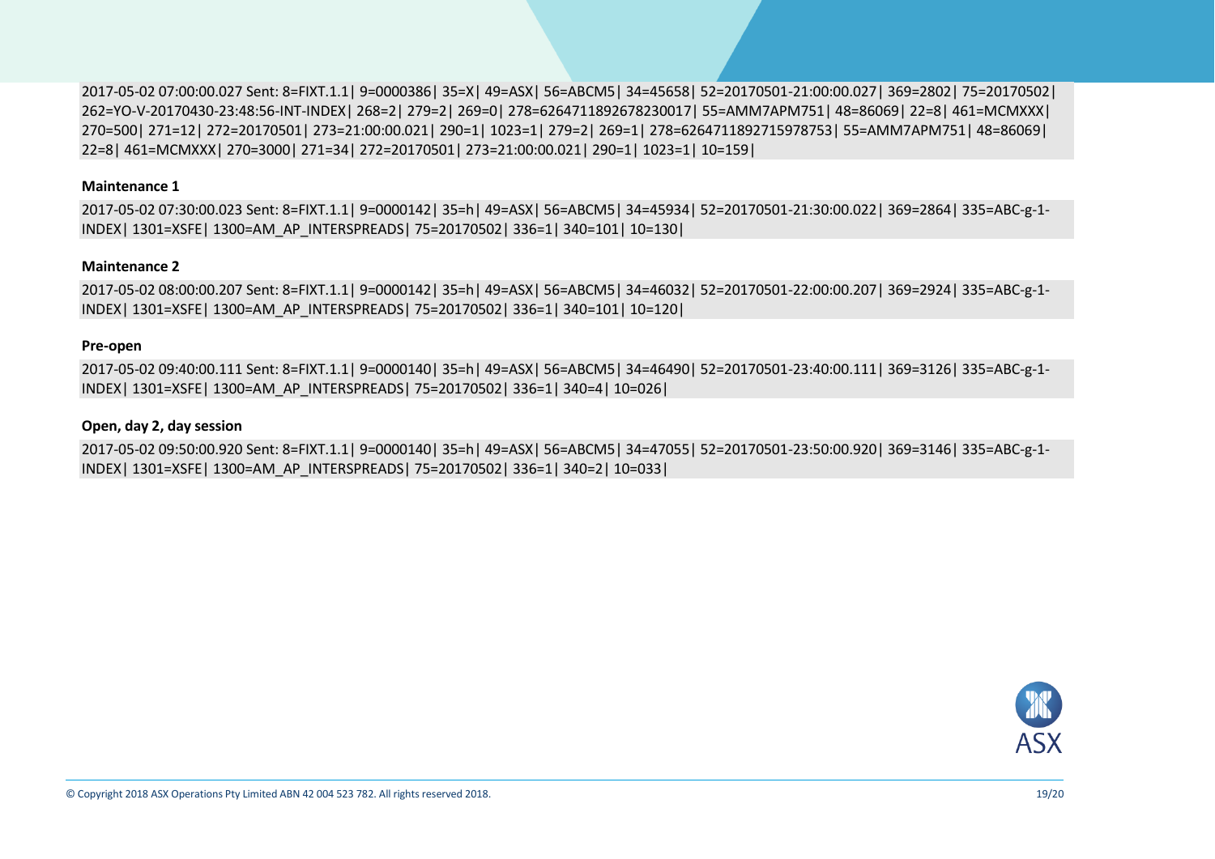```
2017-05-02 07:00:00.027 Sent: 8=FIXT.1.1| 9=0000386| 35=X| 49=ASX| 56=ABCM5| 34=45658| 52=20170501-21:00:00.027| 369=2802| 75=20170502|
262=YO-V-20170430-23:48:56-INT-INDEX| 268=2| 279=2| 269=0| 278=6264711892678230017| 55=AMM7APM751| 48=86069| 22=8| 461=MCMXXX|
270=500| 271=12| 272=20170501| 273=21:00:00.021| 290=1| 1023=1| 279=2| 269=1| 278=6264711892715978753| 55=AMM7APM751| 48=86069|
22=8| 461=MCMXXX| 270=3000| 271=34| 272=20170501| 273=21:00:00.021| 290=1| 1023=1| 10=159|
```

**Maintenance 1**

```
2017-05-02 07:30:00.023 Sent: 8=FIXT.1.1| 9=0000142| 35=h| 49=ASX| 56=ABCM5| 34=45934| 52=20170501-21:30:00.022| 369=2864| 335=ABC-g-1-
INDEX| 1301=XSFE| 1300=AM_AP_INTERSPREADS| 75=20170502| 336=1| 340=101| 10=130|
```

**Maintenance 2**

```
2017-05-02 08:00:00.207 Sent: 8=FIXT.1.1| 9=0000142| 35=h| 49=ASX| 56=ABCM5| 34=46032| 52=20170501-22:00:00.207| 369=2924| 335=ABC-g-1-
INDEX| 1301=XSFE| 1300=AM_AP_INTERSPREADS| 75=20170502| 336=1| 340=101| 10=120|
```

**Pre-open**

```
2017-05-02 09:40:00.111 Sent: 8=FIXT.1.1| 9=0000140| 35=h| 49=ASX| 56=ABCM5| 34=46490| 52=20170501-23:40:00.111| 369=3126| 335=ABC-g-1-
INDEX| 1301=XSFE| 1300=AM_AP_INTERSPREADS| 75=20170502| 336=1| 340=4| 10=026|
```

**Open, day 2, day session**

```
2017-05-02 09:50:00.920 Sent: 8=FIXT.1.1| 9=0000140| 35=h| 49=ASX| 56=ABCM5| 34=47055| 52=20170501-23:50:00.920| 369=3146| 335=ABC-g-1-
INDEX| 1301=XSFE| 1300=AM_AP_INTERSPREADS| 75=20170502| 336=1| 340=2| 10=033|
```

© Copyright 2018 ASX Operations Pty Limited ABN 42 004 523 782. All rights reserved 2018.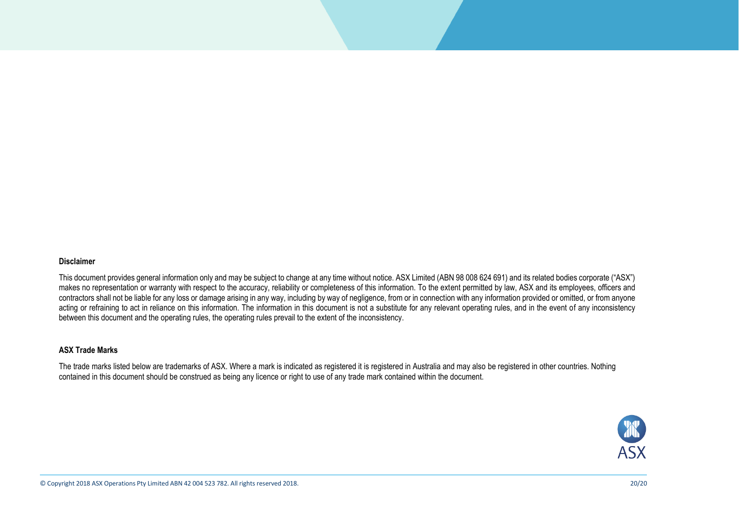**Disclaimer**

This document provides general information only and may be subject to change at any time without notice. ASX Limited (ABN 98 008 624 691) and its related bodies corporate ("ASX") makes no representation or warranty with respect to the accuracy, reliability or completeness of this information. To the extent permitted by law, ASX and its employees, officers and contractors shall not be liable for any loss or damage arising in any way, including by way of negligence, from or in connection with any information provided or omitted, or from anyone acting or refraining to act in reliance on this information. The information in this document is not a substitute for any relevant operating rules, and in the event of any inconsistency between this document and the operating rules, the operating rules prevail to the extent of the inconsistency.

**ASX Trade Marks**

The trade marks listed below are trademarks of ASX. Where a mark is indicated as registered it is registered in Australia and may also be registered in other countries. Nothing contained in this document should be construed as being any licence or right to use of any trade mark contained within the document.

© Copyright 2018 ASX Operations Pty Limited ABN 42 004 523 782. All rights reserved 2018.